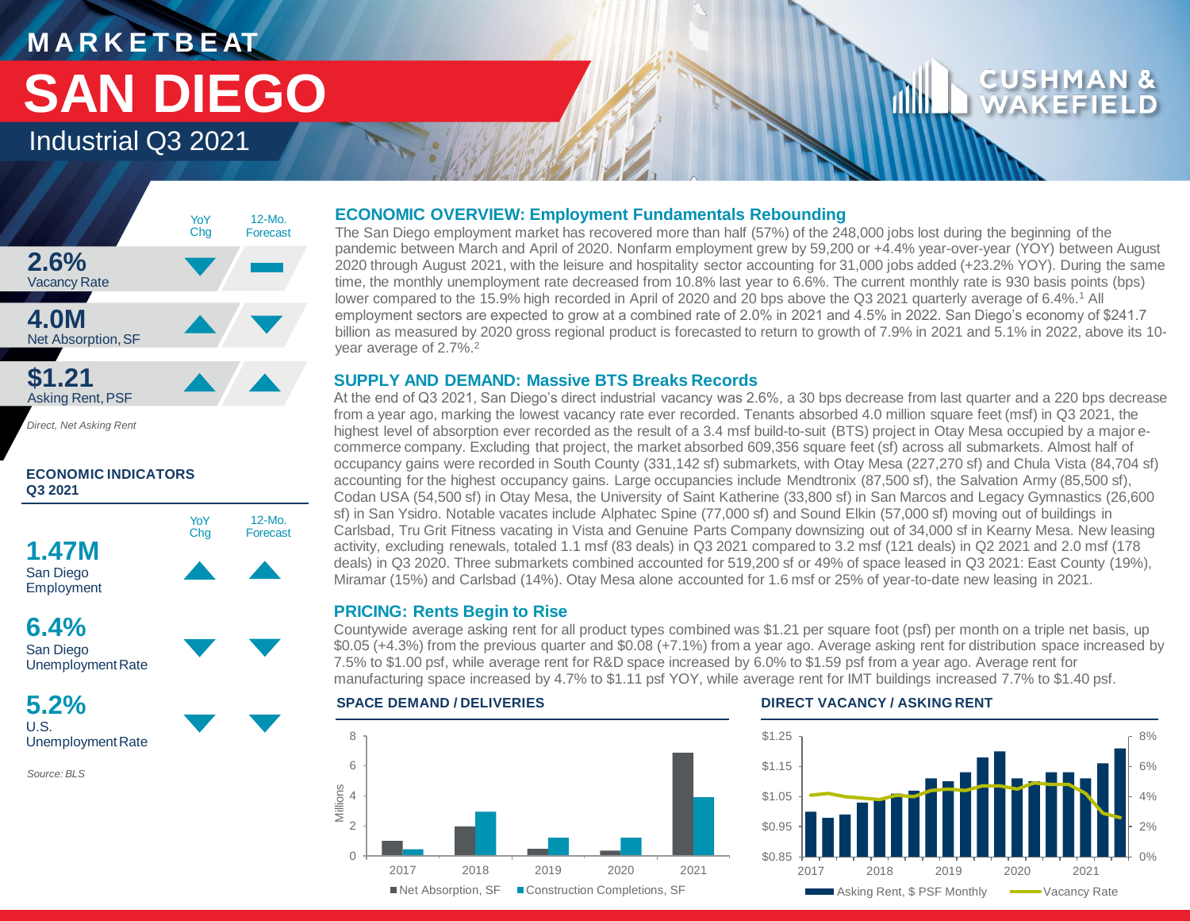# MARKETBEAT

# SAN DIEGO

## Industrial Q3 2021

| | YoY Chg | 12-Mo. Forecast |
|---|---|---|
| **2.6%** Vacancy Rate | ▼ | ▬ |
| **4.0M** Net Absorption, SF | ▲ | ▼ |
| **$1.21** Asking Rent, PSF | ▲ | ▲ |

*Direct, Net Asking Rent*

### ECONOMIC INDICATORS Q3 2021

| | YoY Chg | 12-Mo. Forecast |
|---|---|---|
| **1.47M** San Diego Employment | ▲ | ▲ |
| **6.4%** San Diego Unemployment Rate | ▼ | ▼ |
| **5.2%** U.S. Unemployment Rate | ▼ | ▼ |

*Source: BLS*

### ECONOMIC OVERVIEW: Employment Fundamentals Rebounding

The San Diego employment market has recovered more than half (57%) of the 248,000 jobs lost during the beginning of the pandemic between March and April of 2020. Nonfarm employment grew by 59,200 or +4.4% year-over-year (YOY) between August 2020 through August 2021, with the leisure and hospitality sector accounting for 31,000 jobs added (+23.2% YOY). During the same time, the monthly unemployment rate decreased from 10.8% last year to 6.6%. The current monthly rate is 930 basis points (bps) lower compared to the 15.9% high recorded in April of 2020 and 20 bps above the Q3 2021 quarterly average of 6.4%.[1] All employment sectors are expected to grow at a combined rate of 2.0% in 2021 and 4.5% in 2022. San Diego's economy of $241.7 billion as measured by 2020 gross regional product is forecasted to return to growth of 7.9% in 2021 and 5.1% in 2022, above its 10-year average of 2.7%.[2]

### SUPPLY AND DEMAND: Massive BTS Breaks Records

At the end of Q3 2021, San Diego's direct industrial vacancy was 2.6%, a 30 bps decrease from last quarter and a 220 bps decrease from a year ago, marking the lowest vacancy rate ever recorded. Tenants absorbed 4.0 million square feet (msf) in Q3 2021, the highest level of absorption ever recorded as the result of a 3.4 msf build-to-suit (BTS) project in Otay Mesa occupied by a major e-commerce company. Excluding that project, the market absorbed 609,356 square feet (sf) across all submarkets. Almost half of occupancy gains were recorded in South County (331,142 sf) submarkets, with Otay Mesa (227,270 sf) and Chula Vista (84,704 sf) accounting for the highest occupancy gains. Large occupancies include Mendtronix (87,500 sf), the Salvation Army (85,500 sf), Codan USA (54,500 sf) in Otay Mesa, the University of Saint Katherine (33,800 sf) in San Marcos and Legacy Gymnastics (26,600 sf) in San Ysidro. Notable vacates include Alphatec Spine (77,000 sf) and Sound Elkin (57,000 sf) moving out of buildings in Carlsbad, Tru Grit Fitness vacating in Vista and Genuine Parts Company downsizing out of 34,000 sf in Kearny Mesa. New leasing activity, excluding renewals, totaled 1.1 msf (83 deals) in Q3 2021 compared to 3.2 msf (121 deals) in Q2 2021 and 2.0 msf (178 deals) in Q3 2020. Three submarkets combined accounted for 519,200 sf or 49% of space leased in Q3 2021: East County (19%), Miramar (15%) and Carlsbad (14%). Otay Mesa alone accounted for 1.6 msf or 25% of year-to-date new leasing in 2021.

### PRICING: Rents Begin to Rise

Countywide average asking rent for all product types combined was $1.21 per square foot (psf) per month on a triple net basis, up $0.05 (+4.3%) from the previous quarter and $0.08 (+7.1%) from a year ago. Average asking rent for distribution space increased by 7.5% to $1.00 psf, while average rent for R&D space increased by 6.0% to $1.59 psf from a year ago. Average rent for manufacturing space increased by 4.7% to $1.11 psf YOY, while average rent for IMT buildings increased 7.7% to $1.40 psf.

#### SPACE DEMAND / DELIVERIES

(Millions; 2017–2021; Net Absorption, SF; Construction Completions, SF)

#### DIRECT VACANCY / ASKING RENT

(2017–2021; Asking Rent, $ PSF Monthly; Vacancy Rate)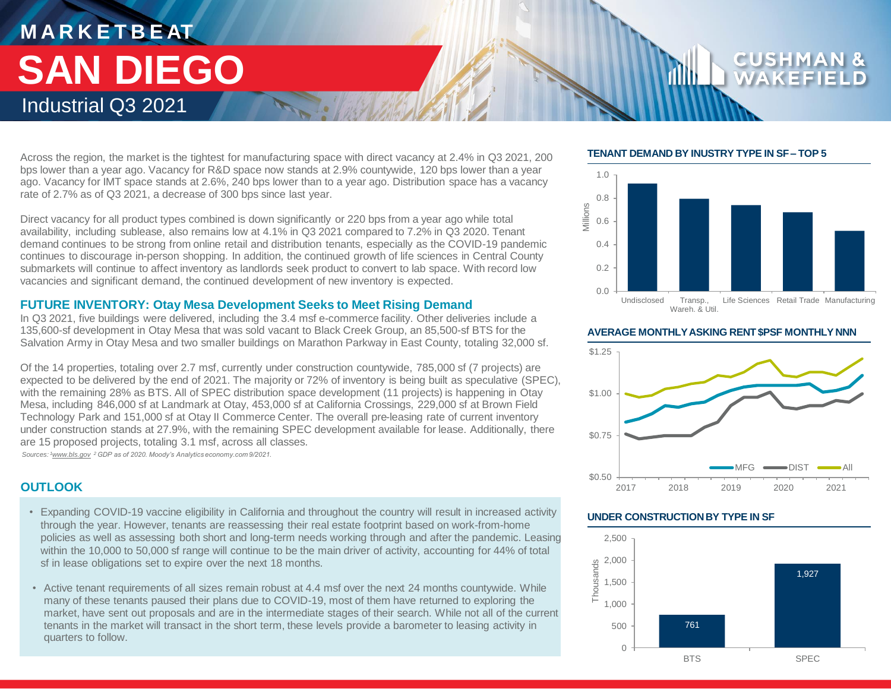# MARKETBEAT

# SAN DIEGO

## Industrial Q3 2021

Across the region, the market is the tightest for manufacturing space with direct vacancy at 2.4% in Q3 2021, 200 bps lower than a year ago. Vacancy for R&D space now stands at 2.9% countywide, 120 bps lower than a year ago. Vacancy for IMT space stands at 2.6%, 240 bps lower than to a year ago. Distribution space has a vacancy rate of 2.7% as of Q3 2021, a decrease of 300 bps since last year.

Direct vacancy for all product types combined is down significantly or 220 bps from a year ago while total availability, including sublease, also remains low at 4.1% in Q3 2021 compared to 7.2% in Q3 2020. Tenant demand continues to be strong from online retail and distribution tenants, especially as the COVID-19 pandemic continues to discourage in-person shopping. In addition, the continued growth of life sciences in Central County submarkets will continue to affect inventory as landlords seek product to convert to lab space. With record low vacancies and significant demand, the continued development of new inventory is expected.

### FUTURE INVENTORY: Otay Mesa Development Seeks to Meet Rising Demand

In Q3 2021, five buildings were delivered, including the 3.4 msf e-commerce facility. Other deliveries include a 135,600-sf development in Otay Mesa that was sold vacant to Black Creek Group, an 85,500-sf BTS for the Salvation Army in Otay Mesa and two smaller buildings on Marathon Parkway in East County, totaling 32,000 sf.

Of the 14 properties, totaling over 2.7 msf, currently under construction countywide, 785,000 sf (7 projects) are expected to be delivered by the end of 2021. The majority or 72% of inventory is being built as speculative (SPEC), with the remaining 28% as BTS. All of SPEC distribution space development (11 projects) is happening in Otay Mesa, including 846,000 sf at Landmark at Otay, 453,000 sf at California Crossings, 229,000 sf at Brown Field Technology Park and 151,000 sf at Otay II Commerce Center. The overall pre-leasing rate of current inventory under construction stands at 27.9%, with the remaining SPEC development available for lease. Additionally, there are 15 proposed projects, totaling 3.1 msf, across all classes.

*Sources: [1]www.bls.gov [2] GDP as of 2020. Moody's Analytics economy.com 9/2021.*

### OUTLOOK

- Expanding COVID-19 vaccine eligibility in California and throughout the country will result in increased activity through the year. However, tenants are reassessing their real estate footprint based on work-from-home policies as well as assessing both short and long-term needs working through and after the pandemic. Leasing within the 10,000 to 50,000 sf range will continue to be the main driver of activity, accounting for 44% of total sf in lease obligations set to expire over the next 18 months.
- Active tenant requirements of all sizes remain robust at 4.4 msf over the next 24 months countywide. While many of these tenants paused their plans due to COVID-19, most of them have returned to exploring the market, have sent out proposals and are in the intermediate stages of their search. While not all of the current tenants in the market will transact in the short term, these levels provide a barometer to leasing activity in quarters to follow.

### TENANT DEMAND BY INDUSTRY TYPE IN SF – TOP 5

(Millions)

| Industry | SF (Millions) |
|---|---|
| Undisclosed | ~0.92 |
| Transp., Wareh. & Util. | ~0.79 |
| Life Sciences | ~0.74 |
| Retail Trade | ~0.68 |
| Manufacturing | ~0.52 |

### AVERAGE MONTHLY ASKING RENT $PSF MONTHLY NNN

Series: MFG, DIST, All (2017–2021; y-axis $0.50–$1.25)

### UNDER CONSTRUCTION BY TYPE IN SF

(Thousands)

| Type | SF (Thousands) |
|---|---|
| BTS | 761 |
| SPEC | 1,927 |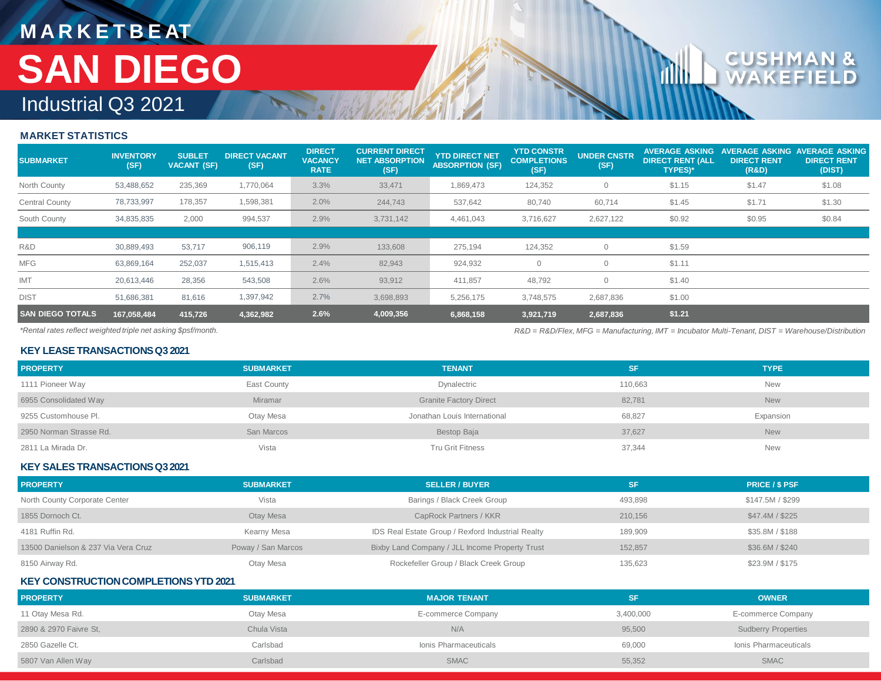# MARKETBEAT

# SAN DIEGO

## Industrial Q3 2021

### MARKET STATISTICS

| SUBMARKET | INVENTORY (SF) | SUBLET VACANT (SF) | DIRECT VACANT (SF) | DIRECT VACANCY RATE | CURRENT DIRECT NET ABSORPTION (SF) | YTD DIRECT NET ABSORPTION (SF) | YTD CONSTR COMPLETIONS (SF) | UNDER CNSTR (SF) | AVERAGE ASKING DIRECT RENT (ALL TYPES)* | AVERAGE ASKING DIRECT RENT (R&D) | AVERAGE ASKING DIRECT RENT (DIST) |
|---|---|---|---|---|---|---|---|---|---|---|---|
| North County | 53,488,652 | 235,369 | 1,770,064 | 3.3% | 33,471 | 1,869,473 | 124,352 | 0 | $1.15 | $1.47 | $1.08 |
| Central County | 78,733,997 | 178,357 | 1,598,381 | 2.0% | 244,743 | 537,642 | 80,740 | 60,714 | $1.45 | $1.71 | $1.30 |
| South County | 34,835,835 | 2,000 | 994,537 | 2.9% | 3,731,142 | 4,461,043 | 3,716,627 | 2,627,122 | $0.92 | $0.95 | $0.84 |
| | | | | | | | | | | | |
| R&D | 30,889,493 | 53,717 | 906,119 | 2.9% | 133,608 | 275,194 | 124,352 | 0 | $1.59 | | |
| MFG | 63,869,164 | 252,037 | 1,515,413 | 2.4% | 82,943 | 924,932 | 0 | 0 | $1.11 | | |
| IMT | 20,613,446 | 28,356 | 543,508 | 2.6% | 93,912 | 411,857 | 48,792 | 0 | $1.40 | | |
| DIST | 51,686,381 | 81,616 | 1,397,942 | 2.7% | 3,698,893 | 5,256,175 | 3,748,575 | 2,687,836 | $1.00 | | |
| **SAN DIEGO TOTALS** | **167,058,484** | **415,726** | **4,362,982** | **2.6%** | **4,009,356** | **6,868,158** | **3,921,719** | **2,687,836** | **$1.21** | | |

*\*Rental rates reflect weighted triple net asking $psf/month.*

*R&D = R&D/Flex, MFG = Manufacturing, IMT = Incubator Multi-Tenant, DIST = Warehouse/Distribution*

### KEY LEASE TRANSACTIONS Q3 2021

| PROPERTY | SUBMARKET | TENANT | SF | TYPE |
|---|---|---|---|---|
| 1111 Pioneer Way | East County | Dynalectric | 110,663 | New |
| 6955 Consolidated Way | Miramar | Granite Factory Direct | 82,781 | New |
| 9255 Customhouse Pl. | Otay Mesa | Jonathan Louis International | 68,827 | Expansion |
| 2950 Norman Strasse Rd. | San Marcos | Bestop Baja | 37,627 | New |
| 2811 La Mirada Dr. | Vista | Tru Grit Fitness | 37,344 | New |

### KEY SALES TRANSACTIONS Q3 2021

| PROPERTY | SUBMARKET | SELLER / BUYER | SF | PRICE / $ PSF |
|---|---|---|---|---|
| North County Corporate Center | Vista | Barings / Black Creek Group | 493,898 | $147.5M / $299 |
| 1855 Dornoch Ct. | Otay Mesa | CapRock Partners / KKR | 210,156 | $47.4M / $225 |
| 4181 Ruffin Rd. | Kearny Mesa | IDS Real Estate Group / Rexford Industrial Realty | 189,909 | $35.8M / $188 |
| 13500 Danielson & 237 Via Vera Cruz | Poway / San Marcos | Bixby Land Company / JLL Income Property Trust | 152,857 | $36.6M / $240 |
| 8150 Airway Rd. | Otay Mesa | Rockefeller Group / Black Creek Group | 135,623 | $23.9M / $175 |

### KEY CONSTRUCTION COMPLETIONS YTD 2021

| PROPERTY | SUBMARKET | MAJOR TENANT | SF | OWNER |
|---|---|---|---|---|
| 11 Otay Mesa Rd. | Otay Mesa | E-commerce Company | 3,400,000 | E-commerce Company |
| 2890 & 2970 Faivre St, | Chula Vista | N/A | 95,500 | Sudberry Properties |
| 2850 Gazelle Ct. | Carlsbad | Ionis Pharmaceuticals | 69,000 | Ionis Pharmaceuticals |
| 5807 Van Allen Way | Carlsbad | SMAC | 55,352 | SMAC |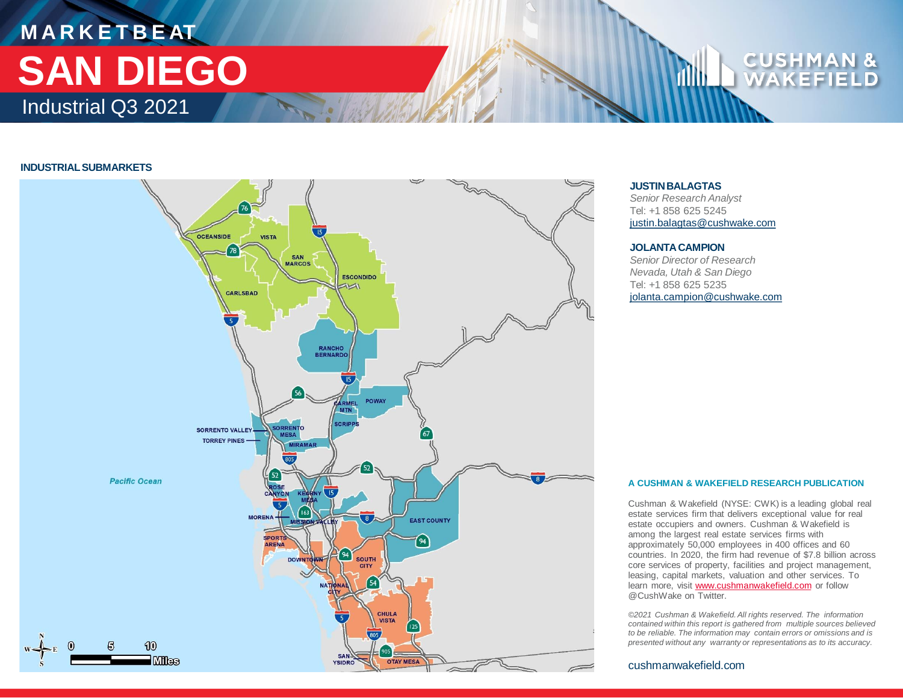# MARKETBEAT

# SAN DIEGO

## Industrial Q3 2021

**INDUSTRIAL SUBMARKETS**

OCEANSIDE
VISTA
SAN MARCOS
ESCONDIDO
CARLSBAD
RANCHO BERNARDO
CARMEL MTN
POWAY
SCRIPPS
SORRENTO VALLEY
SORRENTO MESA
TORREY PINES
MIRAMAR
Pacific Ocean
ROSE CANYON
KEARNY MESA
MORENA
MISSION VALLEY
EAST COUNTY
SPORTS ARENA
DOWNTOWN
SOUTH CITY
NATIONAL CITY
CHULA VISTA
SAN YSIDRO
OTAY MESA
0 5 10
Miles

**JUSTIN BALAGTAS**
*Senior Research Analyst*
Tel: +1 858 625 5245
justin.balagtas@cushwake.com

**JOLANTA CAMPION**
*Senior Director of Research*
*Nevada, Utah & San Diego*
Tel: +1 858 625 5235
jolanta.campion@cushwake.com

**A CUSHMAN & WAKEFIELD RESEARCH PUBLICATION**

Cushman & Wakefield (NYSE: CWK) is a leading global real estate services firm that delivers exceptional value for real estate occupiers and owners. Cushman & Wakefield is among the largest real estate services firms with approximately 50,000 employees in 400 offices and 60 countries. In 2020, the firm had revenue of $7.8 billion across core services of property, facilities and project management, leasing, capital markets, valuation and other services. To learn more, visit www.cushmanwakefield.com or follow @CushWake on Twitter.

*©2021 Cushman & Wakefield. All rights reserved. The information contained within this report is gathered from multiple sources believed to be reliable. The information may contain errors or omissions and is presented without any warranty or representations as to its accuracy.*

cushmanwakefield.com